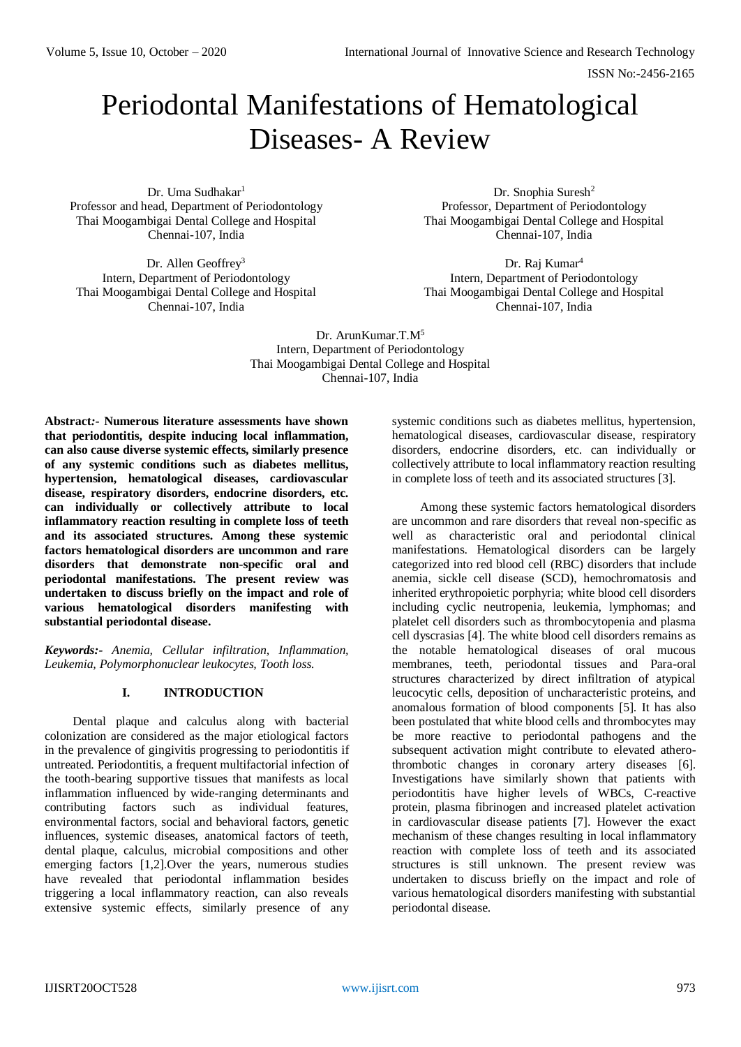# Periodontal Manifestations of Hematological Diseases- A Review

Dr. Uma Sudhakar[1]
Professor and head, Department of Periodontology
Thai Moogambigai Dental College and Hospital
Chennai-107, India

Dr. Snophia Suresh[2]
Professor, Department of Periodontology
Thai Moogambigai Dental College and Hospital
Chennai-107, India

Dr. Allen Geoffrey[3]
Intern, Department of Periodontology
Thai Moogambigai Dental College and Hospital
Chennai-107, India

Dr. Raj Kumar[4]
Intern, Department of Periodontology
Thai Moogambigai Dental College and Hospital
Chennai-107, India

Dr. ArunKumar.T.M[5]
Intern, Department of Periodontology
Thai Moogambigai Dental College and Hospital
Chennai-107, India

**Abstract:- Numerous literature assessments have shown that periodontitis, despite inducing local inflammation, can also cause diverse systemic effects, similarly presence of any systemic conditions such as diabetes mellitus, hypertension, hematological diseases, cardiovascular disease, respiratory disorders, endocrine disorders, etc. can individually or collectively attribute to local inflammatory reaction resulting in complete loss of teeth and its associated structures. Among these systemic factors hematological disorders are uncommon and rare disorders that demonstrate non-specific oral and periodontal manifestations. The present review was undertaken to discuss briefly on the impact and role of various hematological disorders manifesting with substantial periodontal disease.**

***Keywords:-*** *Anemia, Cellular infiltration, Inflammation, Leukemia, Polymorphonuclear leukocytes, Tooth loss.*

## I. INTRODUCTION

Dental plaque and calculus along with bacterial colonization are considered as the major etiological factors in the prevalence of gingivitis progressing to periodontitis if untreated. Periodontitis, a frequent multifactorial infection of the tooth-bearing supportive tissues that manifests as local inflammation influenced by wide-ranging determinants and contributing factors such as individual features, environmental factors, social and behavioral factors, genetic influences, systemic diseases, anatomical factors of teeth, dental plaque, calculus, microbial compositions and other emerging factors [1,2].Over the years, numerous studies have revealed that periodontal inflammation besides triggering a local inflammatory reaction, can also reveals extensive systemic effects, similarly presence of any systemic conditions such as diabetes mellitus, hypertension, hematological diseases, cardiovascular disease, respiratory disorders, endocrine disorders, etc. can individually or collectively attribute to local inflammatory reaction resulting in complete loss of teeth and its associated structures [3].

Among these systemic factors hematological disorders are uncommon and rare disorders that reveal non-specific as well as characteristic oral and periodontal clinical manifestations. Hematological disorders can be largely categorized into red blood cell (RBC) disorders that include anemia, sickle cell disease (SCD), hemochromatosis and inherited erythropoietic porphyria; white blood cell disorders including cyclic neutropenia, leukemia, lymphomas; and platelet cell disorders such as thrombocytopenia and plasma cell dyscrasias [4]. The white blood cell disorders remains as the notable hematological diseases of oral mucous membranes, teeth, periodontal tissues and Para-oral structures characterized by direct infiltration of atypical leucocytic cells, deposition of uncharacteristic proteins, and anomalous formation of blood components [5]. It has also been postulated that white blood cells and thrombocytes may be more reactive to periodontal pathogens and the subsequent activation might contribute to elevated athero-thrombotic changes in coronary artery diseases [6]. Investigations have similarly shown that patients with periodontitis have higher levels of WBCs, C-reactive protein, plasma fibrinogen and increased platelet activation in cardiovascular disease patients [7]. However the exact mechanism of these changes resulting in local inflammatory reaction with complete loss of teeth and its associated structures is still unknown. The present review was undertaken to discuss briefly on the impact and role of various hematological disorders manifesting with substantial periodontal disease.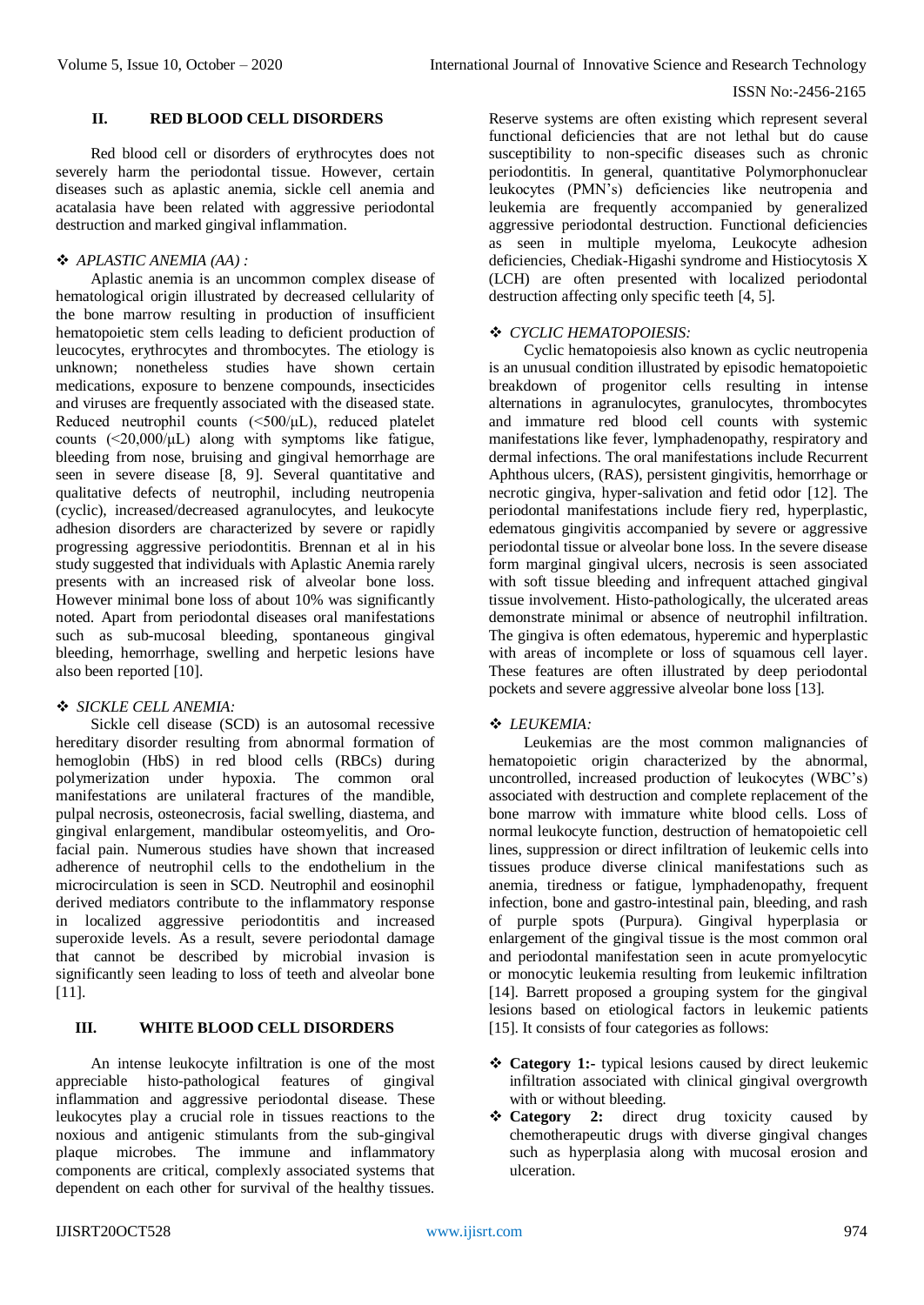## II. RED BLOOD CELL DISORDERS

Red blood cell or disorders of erythrocytes does not severely harm the periodontal tissue. However, certain diseases such as aplastic anemia, sickle cell anemia and acatalasia have been related with aggressive periodontal destruction and marked gingival inflammation.

### ❖ *APLASTIC ANEMIA (AA) :*

Aplastic anemia is an uncommon complex disease of hematological origin illustrated by decreased cellularity of the bone marrow resulting in production of insufficient hematopoietic stem cells leading to deficient production of leucocytes, erythrocytes and thrombocytes. The etiology is unknown; nonetheless studies have shown certain medications, exposure to benzene compounds, insecticides and viruses are frequently associated with the diseased state. Reduced neutrophil counts (<500/µL), reduced platelet counts (<20,000/µL) along with symptoms like fatigue, bleeding from nose, bruising and gingival hemorrhage are seen in severe disease [8, 9]. Several quantitative and qualitative defects of neutrophil, including neutropenia (cyclic), increased/decreased agranulocytes, and leukocyte adhesion disorders are characterized by severe or rapidly progressing aggressive periodontitis. Brennan et al in his study suggested that individuals with Aplastic Anemia rarely presents with an increased risk of alveolar bone loss. However minimal bone loss of about 10% was significantly noted. Apart from periodontal diseases oral manifestations such as sub-mucosal bleeding, spontaneous gingival bleeding, hemorrhage, swelling and herpetic lesions have also been reported [10].

### ❖ *SICKLE CELL ANEMIA:*

Sickle cell disease (SCD) is an autosomal recessive hereditary disorder resulting from abnormal formation of hemoglobin (HbS) in red blood cells (RBCs) during polymerization under hypoxia. The common oral manifestations are unilateral fractures of the mandible, pulpal necrosis, osteonecrosis, facial swelling, diastema, and gingival enlargement, mandibular osteomyelitis, and Oro-facial pain. Numerous studies have shown that increased adherence of neutrophil cells to the endothelium in the microcirculation is seen in SCD. Neutrophil and eosinophil derived mediators contribute to the inflammatory response in localized aggressive periodontitis and increased superoxide levels. As a result, severe periodontal damage that cannot be described by microbial invasion is significantly seen leading to loss of teeth and alveolar bone [11].

## III. WHITE BLOOD CELL DISORDERS

An intense leukocyte infiltration is one of the most appreciable histo-pathological features of gingival inflammation and aggressive periodontal disease. These leukocytes play a crucial role in tissues reactions to the noxious and antigenic stimulants from the sub-gingival plaque microbes. The immune and inflammatory components are critical, complexly associated systems that dependent on each other for survival of the healthy tissues. Reserve systems are often existing which represent several functional deficiencies that are not lethal but do cause susceptibility to non-specific diseases such as chronic periodontitis. In general, quantitative Polymorphonuclear leukocytes (PMN's) deficiencies like neutropenia and leukemia are frequently accompanied by generalized aggressive periodontal destruction. Functional deficiencies as seen in multiple myeloma, Leukocyte adhesion deficiencies, Chediak-Higashi syndrome and Histiocytosis X (LCH) are often presented with localized periodontal destruction affecting only specific teeth [4, 5].

### ❖ *CYCLIC HEMATOPOIESIS:*

Cyclic hematopoiesis also known as cyclic neutropenia is an unusual condition illustrated by episodic hematopoietic breakdown of progenitor cells resulting in intense alternations in agranulocytes, granulocytes, thrombocytes and immature red blood cell counts with systemic manifestations like fever, lymphadenopathy, respiratory and dermal infections. The oral manifestations include Recurrent Aphthous ulcers, (RAS), persistent gingivitis, hemorrhage or necrotic gingiva, hyper-salivation and fetid odor [12]. The periodontal manifestations include fiery red, hyperplastic, edematous gingivitis accompanied by severe or aggressive periodontal tissue or alveolar bone loss. In the severe disease form marginal gingival ulcers, necrosis is seen associated with soft tissue bleeding and infrequent attached gingival tissue involvement. Histo-pathologically, the ulcerated areas demonstrate minimal or absence of neutrophil infiltration. The gingiva is often edematous, hyperemic and hyperplastic with areas of incomplete or loss of squamous cell layer. These features are often illustrated by deep periodontal pockets and severe aggressive alveolar bone loss [13].

### ❖ *LEUKEMIA:*

Leukemias are the most common malignancies of hematopoietic origin characterized by the abnormal, uncontrolled, increased production of leukocytes (WBC's) associated with destruction and complete replacement of the bone marrow with immature white blood cells. Loss of normal leukocyte function, destruction of hematopoietic cell lines, suppression or direct infiltration of leukemic cells into tissues produce diverse clinical manifestations such as anemia, tiredness or fatigue, lymphadenopathy, frequent infection, bone and gastro-intestinal pain, bleeding, and rash of purple spots (Purpura). Gingival hyperplasia or enlargement of the gingival tissue is the most common oral and periodontal manifestation seen in acute promyelocytic or monocytic leukemia resulting from leukemic infiltration [14]. Barrett proposed a grouping system for the gingival lesions based on etiological factors in leukemic patients [15]. It consists of four categories as follows:

- ❖ **Category 1:-** typical lesions caused by direct leukemic infiltration associated with clinical gingival overgrowth with or without bleeding.
- ❖ **Category 2:** direct drug toxicity caused by chemotherapeutic drugs with diverse gingival changes such as hyperplasia along with mucosal erosion and ulceration.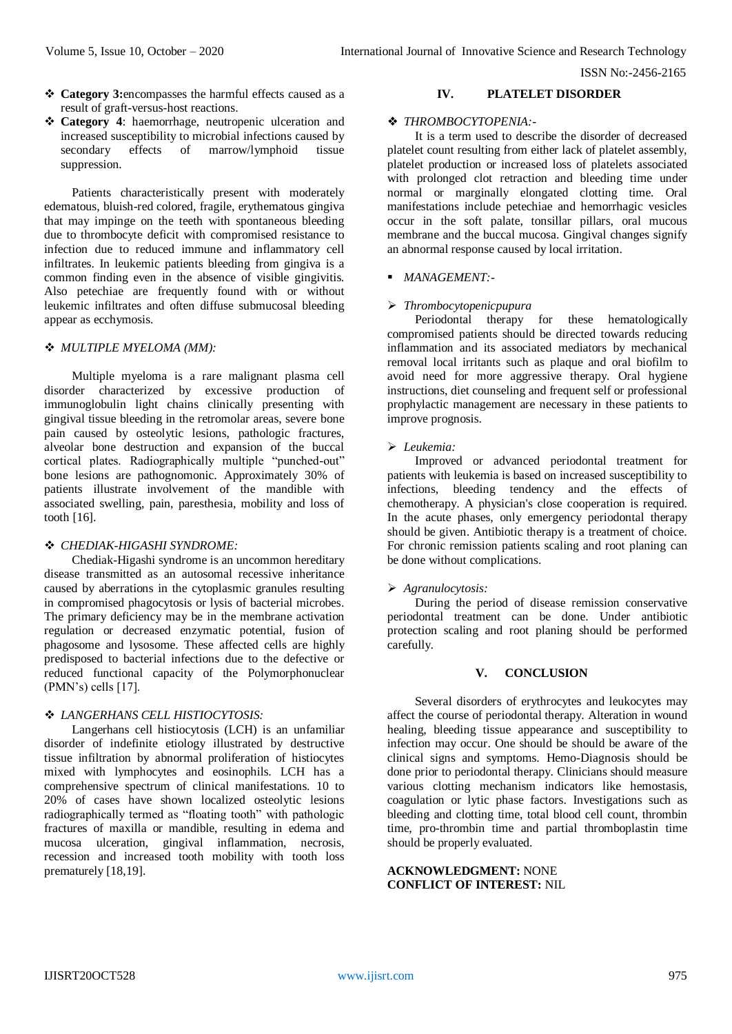- **Category 3:**encompasses the harmful effects caused as a result of graft-versus-host reactions.
- **Category 4**: haemorrhage, neutropenic ulceration and increased susceptibility to microbial infections caused by secondary effects of marrow/lymphoid tissue suppression.

Patients characteristically present with moderately edematous, bluish-red colored, fragile, erythematous gingiva that may impinge on the teeth with spontaneous bleeding due to thrombocyte deficit with compromised resistance to infection due to reduced immune and inflammatory cell infiltrates. In leukemic patients bleeding from gingiva is a common finding even in the absence of visible gingivitis. Also petechiae are frequently found with or without leukemic infiltrates and often diffuse submucosal bleeding appear as ecchymosis.

### *MULTIPLE MYELOMA (MM):*

Multiple myeloma is a rare malignant plasma cell disorder characterized by excessive production of immunoglobulin light chains clinically presenting with gingival tissue bleeding in the retromolar areas, severe bone pain caused by osteolytic lesions, pathologic fractures, alveolar bone destruction and expansion of the buccal cortical plates. Radiographically multiple "punched-out" bone lesions are pathognomonic. Approximately 30% of patients illustrate involvement of the mandible with associated swelling, pain, paresthesia, mobility and loss of tooth [16].

### *CHEDIAK-HIGASHI SYNDROME:*

Chediak-Higashi syndrome is an uncommon hereditary disease transmitted as an autosomal recessive inheritance caused by aberrations in the cytoplasmic granules resulting in compromised phagocytosis or lysis of bacterial microbes. The primary deficiency may be in the membrane activation regulation or decreased enzymatic potential, fusion of phagosome and lysosome. These affected cells are highly predisposed to bacterial infections due to the defective or reduced functional capacity of the Polymorphonuclear (PMN's) cells [17].

### *LANGERHANS CELL HISTIOCYTOSIS:*

Langerhans cell histiocytosis (LCH) is an unfamiliar disorder of indefinite etiology illustrated by destructive tissue infiltration by abnormal proliferation of histiocytes mixed with lymphocytes and eosinophils. LCH has a comprehensive spectrum of clinical manifestations. 10 to 20% of cases have shown localized osteolytic lesions radiographically termed as "floating tooth" with pathologic fractures of maxilla or mandible, resulting in edema and mucosa ulceration, gingival inflammation, necrosis, recession and increased tooth mobility with tooth loss prematurely [18,19].

## IV. PLATELET DISORDER

### *THROMBOCYTOPENIA:-*

It is a term used to describe the disorder of decreased platelet count resulting from either lack of platelet assembly, platelet production or increased loss of platelets associated with prolonged clot retraction and bleeding time under normal or marginally elongated clotting time. Oral manifestations include petechiae and hemorrhagic vesicles occur in the soft palate, tonsillar pillars, oral mucous membrane and the buccal mucosa. Gingival changes signify an abnormal response caused by local irritation.

- *MANAGEMENT:-*

#### *Thrombocytopenicpupura*

Periodontal therapy for these hematologically compromised patients should be directed towards reducing inflammation and its associated mediators by mechanical removal local irritants such as plaque and oral biofilm to avoid need for more aggressive therapy. Oral hygiene instructions, diet counseling and frequent self or professional prophylactic management are necessary in these patients to improve prognosis.

#### *Leukemia:*

Improved or advanced periodontal treatment for patients with leukemia is based on increased susceptibility to infections, bleeding tendency and the effects of chemotherapy. A physician's close cooperation is required. In the acute phases, only emergency periodontal therapy should be given. Antibiotic therapy is a treatment of choice. For chronic remission patients scaling and root planing can be done without complications.

#### *Agranulocytosis:*

During the period of disease remission conservative periodontal treatment can be done. Under antibiotic protection scaling and root planing should be performed carefully.

## V. CONCLUSION

Several disorders of erythrocytes and leukocytes may affect the course of periodontal therapy. Alteration in wound healing, bleeding tissue appearance and susceptibility to infection may occur. One should be should be aware of the clinical signs and symptoms. Hemo-Diagnosis should be done prior to periodontal therapy. Clinicians should measure various clotting mechanism indicators like hemostasis, coagulation or lytic phase factors. Investigations such as bleeding and clotting time, total blood cell count, thrombin time, pro-thrombin time and partial thromboplastin time should be properly evaluated.

**ACKNOWLEDGMENT:** NONE
**CONFLICT OF INTEREST:** NIL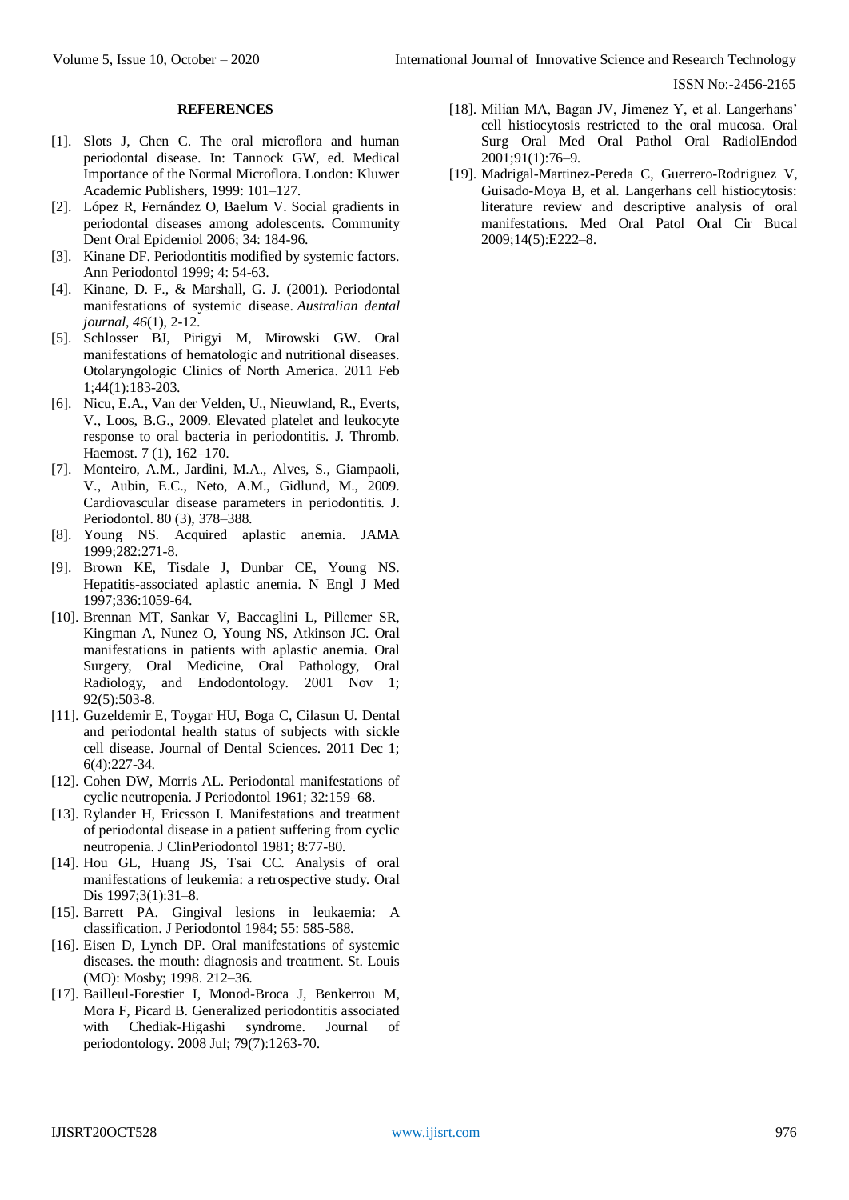## REFERENCES

[1]. Slots J, Chen C. The oral microflora and human periodontal disease. In: Tannock GW, ed. Medical Importance of the Normal Microflora. London: Kluwer Academic Publishers, 1999: 101–127.

[2]. López R, Fernández O, Baelum V. Social gradients in periodontal diseases among adolescents. Community Dent Oral Epidemiol 2006; 34: 184-96.

[3]. Kinane DF. Periodontitis modified by systemic factors. Ann Periodontol 1999; 4: 54-63.

[4]. Kinane, D. F., & Marshall, G. J. (2001). Periodontal manifestations of systemic disease. *Australian dental journal*, *46*(1), 2-12.

[5]. Schlosser BJ, Pirigyi M, Mirowski GW. Oral manifestations of hematologic and nutritional diseases. Otolaryngologic Clinics of North America. 2011 Feb 1;44(1):183-203.

[6]. Nicu, E.A., Van der Velden, U., Nieuwland, R., Everts, V., Loos, B.G., 2009. Elevated platelet and leukocyte response to oral bacteria in periodontitis. J. Thromb. Haemost. 7 (1), 162–170.

[7]. Monteiro, A.M., Jardini, M.A., Alves, S., Giampaoli, V., Aubin, E.C., Neto, A.M., Gidlund, M., 2009. Cardiovascular disease parameters in periodontitis. J. Periodontol. 80 (3), 378–388.

[8]. Young NS. Acquired aplastic anemia. JAMA 1999;282:271-8.

[9]. Brown KE, Tisdale J, Dunbar CE, Young NS. Hepatitis-associated aplastic anemia. N Engl J Med 1997;336:1059-64.

[10]. Brennan MT, Sankar V, Baccaglini L, Pillemer SR, Kingman A, Nunez O, Young NS, Atkinson JC. Oral manifestations in patients with aplastic anemia. Oral Surgery, Oral Medicine, Oral Pathology, Oral Radiology, and Endodontology. 2001 Nov 1; 92(5):503-8.

[11]. Guzeldemir E, Toygar HU, Boga C, Cilasun U. Dental and periodontal health status of subjects with sickle cell disease. Journal of Dental Sciences. 2011 Dec 1; 6(4):227-34.

[12]. Cohen DW, Morris AL. Periodontal manifestations of cyclic neutropenia. J Periodontol 1961; 32:159–68.

[13]. Rylander H, Ericsson I. Manifestations and treatment of periodontal disease in a patient suffering from cyclic neutropenia. J ClinPeriodontol 1981; 8:77-80.

[14]. Hou GL, Huang JS, Tsai CC. Analysis of oral manifestations of leukemia: a retrospective study. Oral Dis 1997;3(1):31–8.

[15]. Barrett PA. Gingival lesions in leukaemia: A classification. J Periodontol 1984; 55: 585-588.

[16]. Eisen D, Lynch DP. Oral manifestations of systemic diseases. the mouth: diagnosis and treatment. St. Louis (MO): Mosby; 1998. 212–36.

[17]. Bailleul-Forestier I, Monod-Broca J, Benkerrou M, Mora F, Picard B. Generalized periodontitis associated with Chediak-Higashi syndrome. Journal of periodontology. 2008 Jul; 79(7):1263-70.

[18]. Milian MA, Bagan JV, Jimenez Y, et al. Langerhans' cell histiocytosis restricted to the oral mucosa. Oral Surg Oral Med Oral Pathol Oral RadiolEndod 2001;91(1):76–9.

[19]. Madrigal-Martinez-Pereda C, Guerrero-Rodriguez V, Guisado-Moya B, et al. Langerhans cell histiocytosis: literature review and descriptive analysis of oral manifestations. Med Oral Patol Oral Cir Bucal 2009;14(5):E222–8.